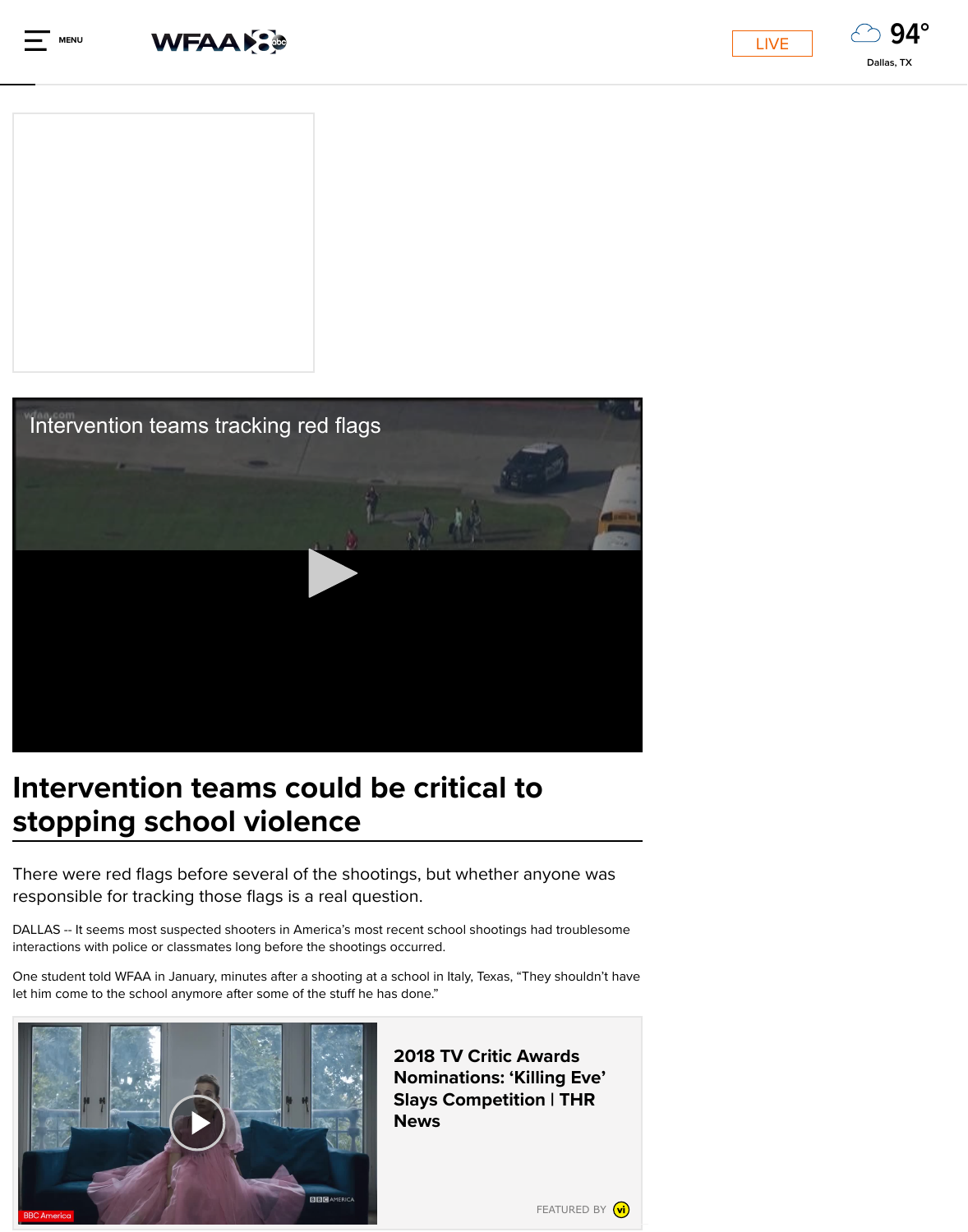# Intervention teams could be critical to stopping school violence

There were red flags before several of the shootings, but whether anyone was responsible for tracking those flags is a real question.

DALLAS -- It seems most suspected shooters in America's most recent school shootings had troublesome interactions with police or classmates long before the shootings occurred.

One student told WFAA in January, minutes after a shooting at a school in Italy, Texas, "They shouldn't have let him come to the school anymore after some of the stuff he has done."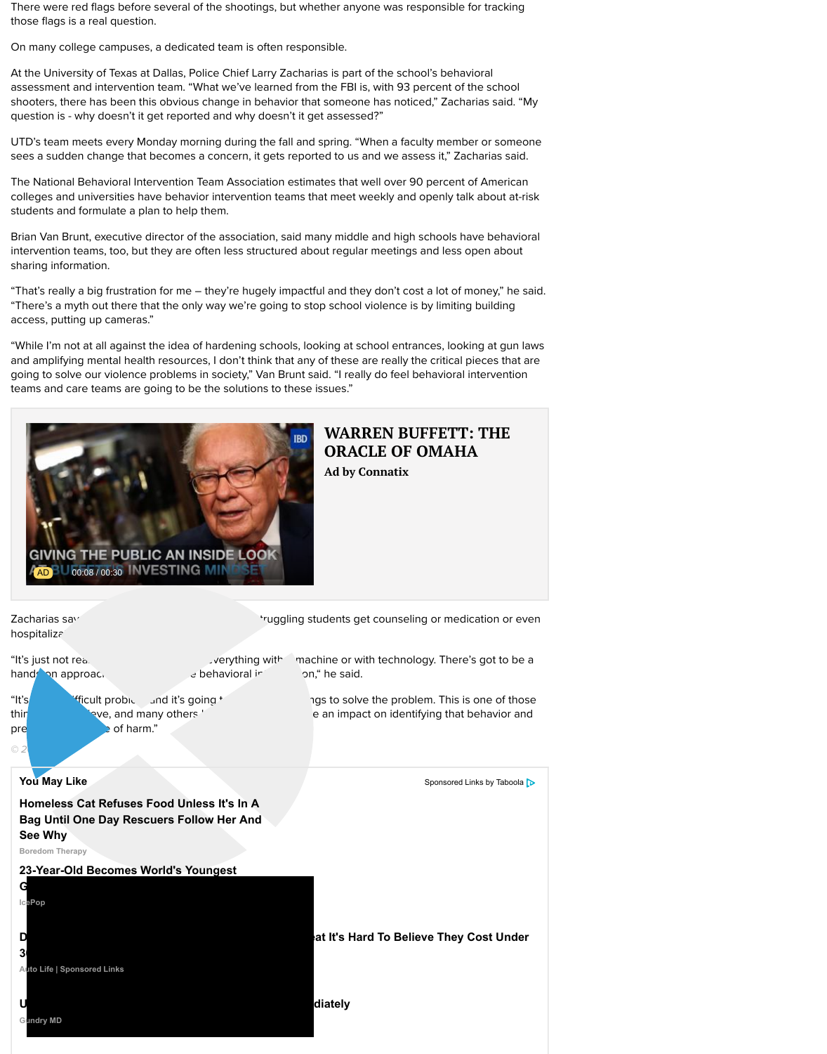There were red flags before several of the shootings, but whether anyone was responsible for tracking those flags is a real question.

On many college campuses, a dedicated team is often responsible.

At the University of Texas at Dallas, Police Chief Larry Zacharias is part of the school's behavioral assessment and intervention team. "What we've learned from the FBI is, with 93 percent of the school shooters, there has been this obvious change in behavior that someone has noticed," Zacharias said. "My question is - why doesn't it get reported and why doesn't it get assessed?"

UTD's team meets every Monday morning during the fall and spring. "When a faculty member or someone sees a sudden change that becomes a concern, it gets reported to us and we assess it," Zacharias said.

The National Behavioral Intervention Team Association estimates that well over 90 percent of American colleges and universities have behavior intervention teams that meet weekly and openly talk about at-risk students and formulate a plan to help them.

Brian Van Brunt, executive director of the association, said many middle and high schools have behavioral intervention teams, too, but they are often less structured about regular meetings and less open about sharing information.

"That's really a big frustration for me – they're hugely impactful and they don't cost a lot of money," he said. "There's a myth out there that the only way we're going to stop school violence is by limiting building access, putting up cameras."

"While I'm not at all against the idea of hardening schools, looking at school entrances, looking at gun laws and amplifying mental health resources, I don't think that any of these are really the critical pieces that are going to solve our violence problems in society," Van Brunt said. "I really do feel behavioral intervention teams and care teams are going to be the solutions to these issues."

Zacharias sa[...] [...]truggling students get counseling or medication or even hospitaliz[...]

"It's just not rea[...] [...]verything with [...] machine or with technology. There's got to be a hands-on approac[...] [...] behavioral i[...]on," he said.

"It's [...]fficult probl[...] and it's going [...] [...]ngs to solve the problem. This is one of those thi[...] [...]eve, and many others [...] [...]e an impact on identifying that behavior and pre[...] [...]e of harm."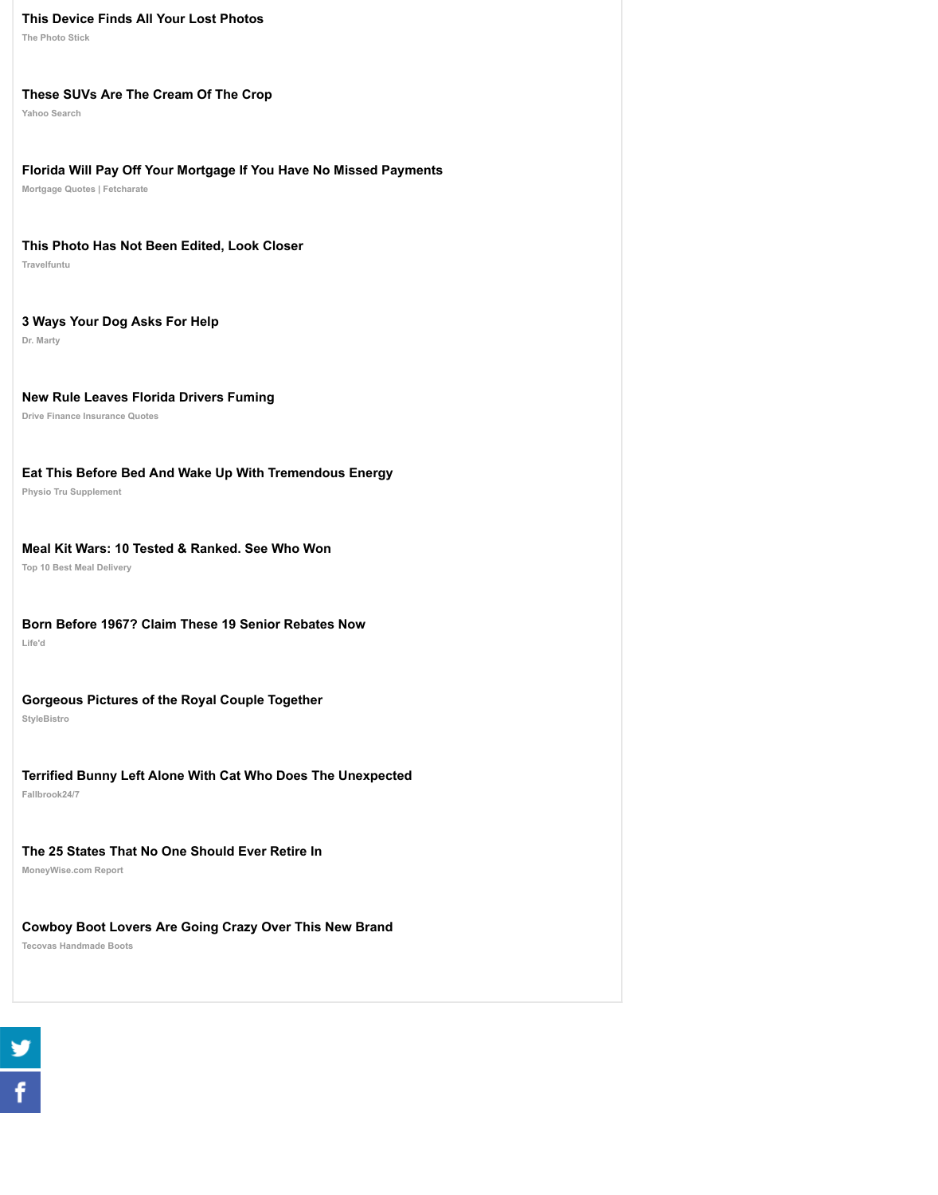**This Device Finds All Your Lost Photos**
The Photo Stick

**These SUVs Are The Cream Of The Crop**
Yahoo Search

**Florida Will Pay Off Your Mortgage If You Have No Missed Payments**
Mortgage Quotes | Fetcharate

**This Photo Has Not Been Edited, Look Closer**
Travelfuntu

**3 Ways Your Dog Asks For Help**
Dr. Marty

**New Rule Leaves Florida Drivers Fuming**
Drive Finance Insurance Quotes

**Eat This Before Bed And Wake Up With Tremendous Energy**
Physio Tru Supplement

**Meal Kit Wars: 10 Tested & Ranked. See Who Won**
Top 10 Best Meal Delivery

**Born Before 1967? Claim These 19 Senior Rebates Now**
Life'd

**Gorgeous Pictures of the Royal Couple Together**
StyleBistro

**Terrified Bunny Left Alone With Cat Who Does The Unexpected**
Fallbrook24/7

**The 25 States That No One Should Ever Retire In**
MoneyWise.com Report

**Cowboy Boot Lovers Are Going Crazy Over This New Brand**
Tecovas Handmade Boots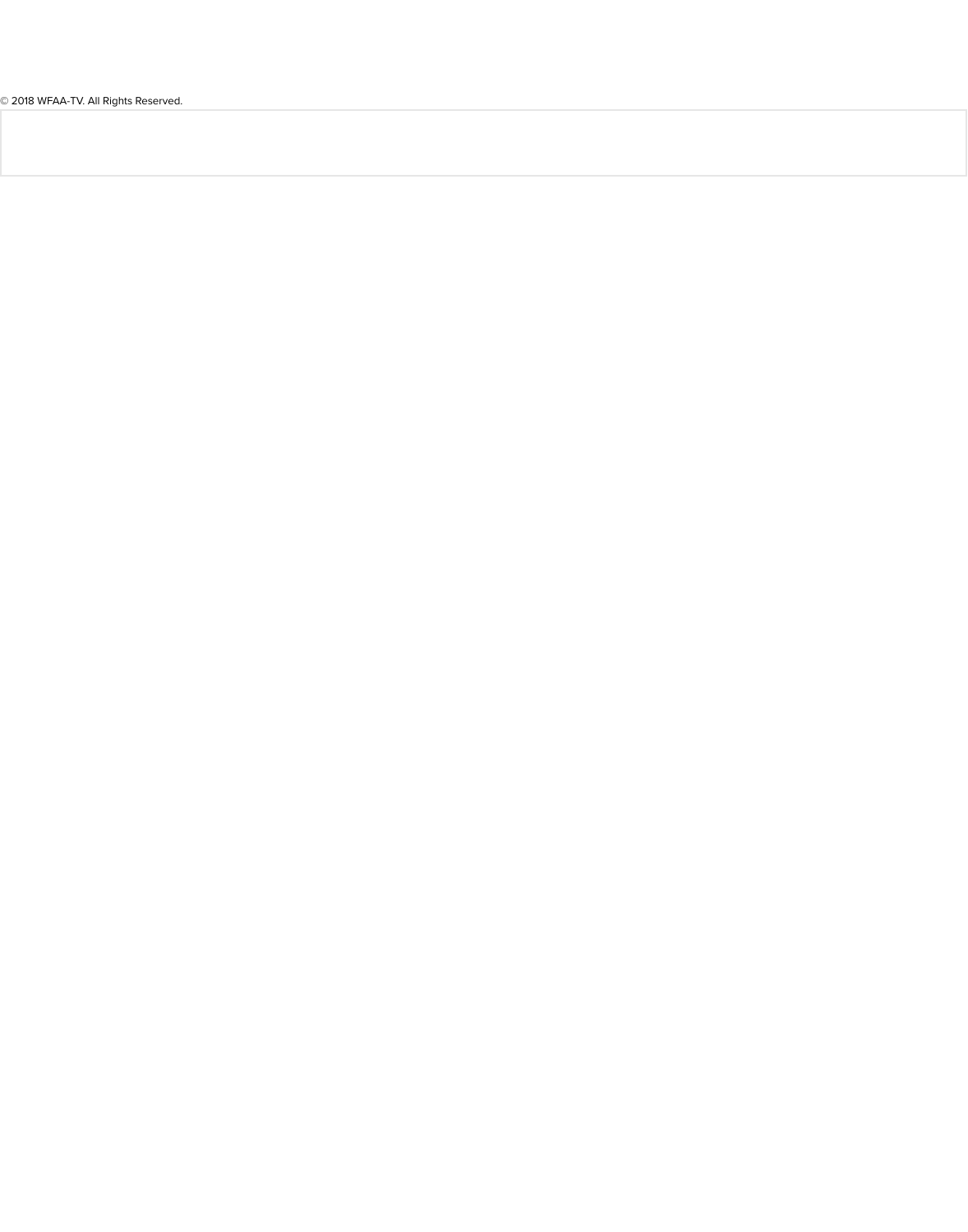© 2018 WFAA-TV. All Rights Reserved.